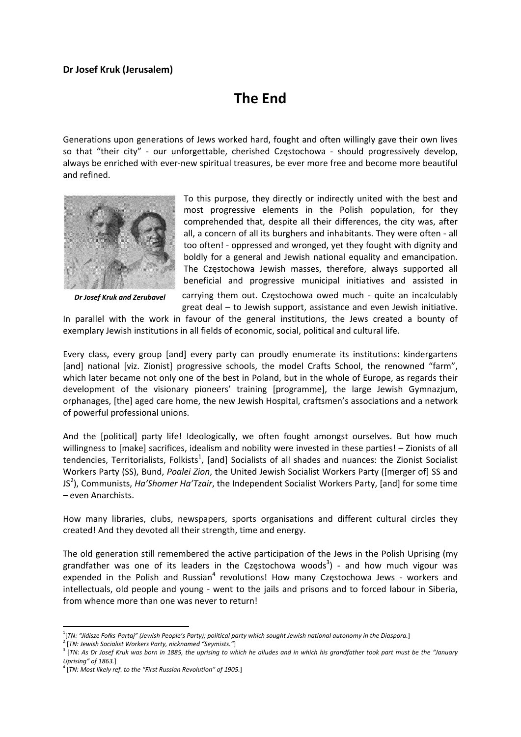**Dr Josef Kruk (Jerusalem)**

# The End

Generations upon generations of Jews worked hard, fought and often willingly gave their own lives so that "their city" - our unforgettable, cherished Częstochowa - should progressively develop, always be enriched with ever-new spiritual treasures, be ever more free and become more beautiful and refined.

*Dr Josef Kruk and Zerubavel*

To this purpose, they directly or indirectly united with the best and most progressive elements in the Polish population, for they comprehended that, despite all their differences, the city was, after all, a concern of all its burghers and inhabitants. They were often - all too often! - oppressed and wronged, yet they fought with dignity and boldly for a general and Jewish national equality and emancipation. The Częstochowa Jewish masses, therefore, always supported all beneficial and progressive municipal initiatives and assisted in carrying them out. Częstochowa owed much - quite an incalculably great deal – to Jewish support, assistance and even Jewish initiative. In parallel with the work in favour of the general institutions, the Jews created a bounty of exemplary Jewish institutions in all fields of economic, social, political and cultural life.

Every class, every group [and] every party can proudly enumerate its institutions: kindergartens [and] national [viz. Zionist] progressive schools, the model Crafts School, the renowned "farm", which later became not only one of the best in Poland, but in the whole of Europe, as regards their development of the visionary pioneers' training [programme], the large Jewish Gymnazjum, orphanages, [the] aged care home, the new Jewish Hospital, craftsmen's associations and a network of powerful professional unions.

And the [political] party life! Ideologically, we often fought amongst ourselves. But how much willingness to [make] sacrifices, idealism and nobility were invested in these parties! – Zionists of all tendencies, Territorialists, Folkists[1], [and] Socialists of all shades and nuances: the Zionist Socialist Workers Party (SS), Bund, *Poalei Zion*, the United Jewish Socialist Workers Party ([merger of] SS and JS[2]), Communists, *Ha'Shomer Ha'Tzair*, the Independent Socialist Workers Party, [and] for some time – even Anarchists.

How many libraries, clubs, newspapers, sports organisations and different cultural circles they created! And they devoted all their strength, time and energy.

The old generation still remembered the active participation of the Jews in the Polish Uprising (my grandfather was one of its leaders in the Częstochowa woods[3]) - and how much vigour was expended in the Polish and Russian[4] revolutions! How many Częstochowa Jews - workers and intellectuals, old people and young - went to the jails and prisons and to forced labour in Siberia, from whence more than one was never to return!

---

[1] [*TN: "Jidisze Fołks-Partaj" (Jewish People's Party); political party which sought Jewish national autonomy in the Diaspora.*]

[2] [*TN: Jewish Socialist Workers Party, nicknamed "Seymists."*]

[3] [*TN: As Dr Josef Kruk was born in 1885, the uprising to which he alludes and in which his grandfather took part must be the "January Uprising" of 1863.*]

[4] [*TN: Most likely ref. to the "First Russian Revolution" of 1905.*]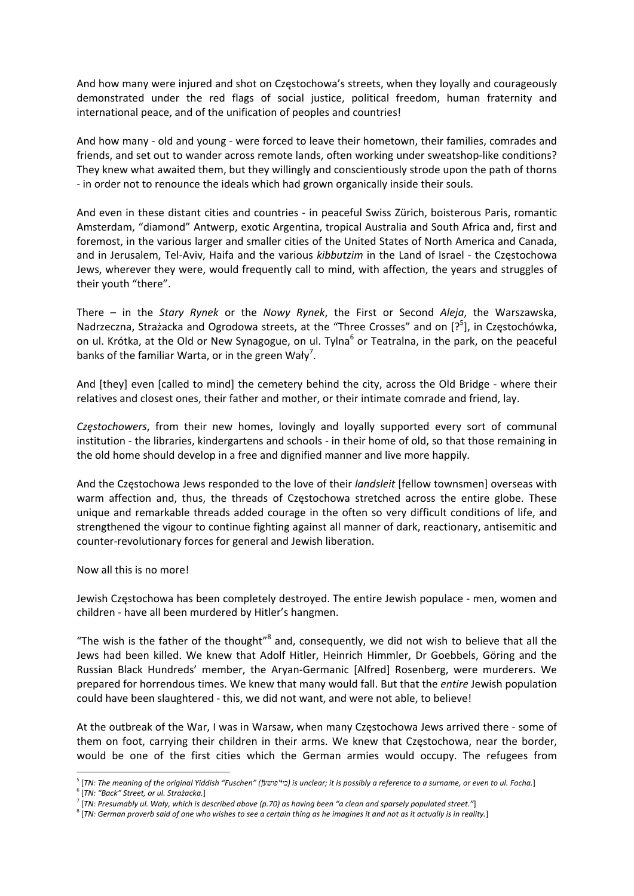And how many were injured and shot on Częstochowa's streets, when they loyally and courageously demonstrated under the red flags of social justice, political freedom, human fraternity and international peace, and of the unification of peoples and countries!

And how many - old and young - were forced to leave their hometown, their families, comrades and friends, and set out to wander across remote lands, often working under sweatshop-like conditions? They knew what awaited them, but they willingly and conscientiously strode upon the path of thorns - in order not to renounce the ideals which had grown organically inside their souls.

And even in these distant cities and countries - in peaceful Swiss Zürich, boisterous Paris, romantic Amsterdam, "diamond" Antwerp, exotic Argentina, tropical Australia and South Africa and, first and foremost, in the various larger and smaller cities of the United States of North America and Canada, and in Jerusalem, Tel-Aviv, Haifa and the various *kibbutzim* in the Land of Israel - the Częstochowa Jews, wherever they were, would frequently call to mind, with affection, the years and struggles of their youth "there".

There – in the *Stary Rynek* or the *Nowy Rynek*, the First or Second *Aleja*, the Warszawska, Nadrzeczna, Strażacka and Ogrodowa streets, at the "Three Crosses" and on [?[5]], in Częstochówka, on ul. Krótka, at the Old or New Synagogue, on ul. Tylna[6] or Teatralna, in the park, on the peaceful banks of the familiar Warta, or in the green Wały[7].

And [they] even [called to mind] the cemetery behind the city, across the Old Bridge - where their relatives and closest ones, their father and mother, or their intimate comrade and friend, lay.

*Częstochowers*, from their new homes, lovingly and loyally supported every sort of communal institution - the libraries, kindergartens and schools - in their home of old, so that those remaining in the old home should develop in a free and dignified manner and live more happily.

And the Częstochowa Jews responded to the love of their *landsleit* [fellow townsmen] overseas with warm affection and, thus, the threads of Częstochowa stretched across the entire globe. These unique and remarkable threads added courage in the often so very difficult conditions of life, and strengthened the vigour to continue fighting against all manner of dark, reactionary, antisemitic and counter-revolutionary forces for general and Jewish liberation.

Now all this is no more!

Jewish Częstochowa has been completely destroyed. The entire Jewish populace - men, women and children - have all been murdered by Hitler's hangmen.

"The wish is the father of the thought"[8] and, consequently, we did not wish to believe that all the Jews had been killed. We knew that Adolf Hitler, Heinrich Himmler, Dr Goebbels, Göring and the Russian Black Hundreds' member, the Aryan-Germanic [Alfred] Rosenberg, were murderers. We prepared for horrendous times. We knew that many would fall. But that the *entire* Jewish population could have been slaughtered - this, we did not want, and were not able, to believe!

At the outbreak of the War, I was in Warsaw, when many Częstochowa Jews arrived there - some of them on foot, carrying their children in their arms. We knew that Częstochowa, near the border, would be one of the first cities which the German armies would occupy. The refugees from

---

[5] [*TN: The meaning of the original Yiddish "Fuschen" (פֿושען) is unclear; it is possibly a reference to a surname, or even to ul. Focha.*]

[6] [*TN: "Back" Street, or ul. Strażacka.*]

[7] [*TN: Presumably ul. Wały, which is described above (p.70) as having been "a clean and sparsely populated street."*]

[8] [*TN: German proverb said of one who wishes to see a certain thing as he imagines it and not as it actually is in reality.*]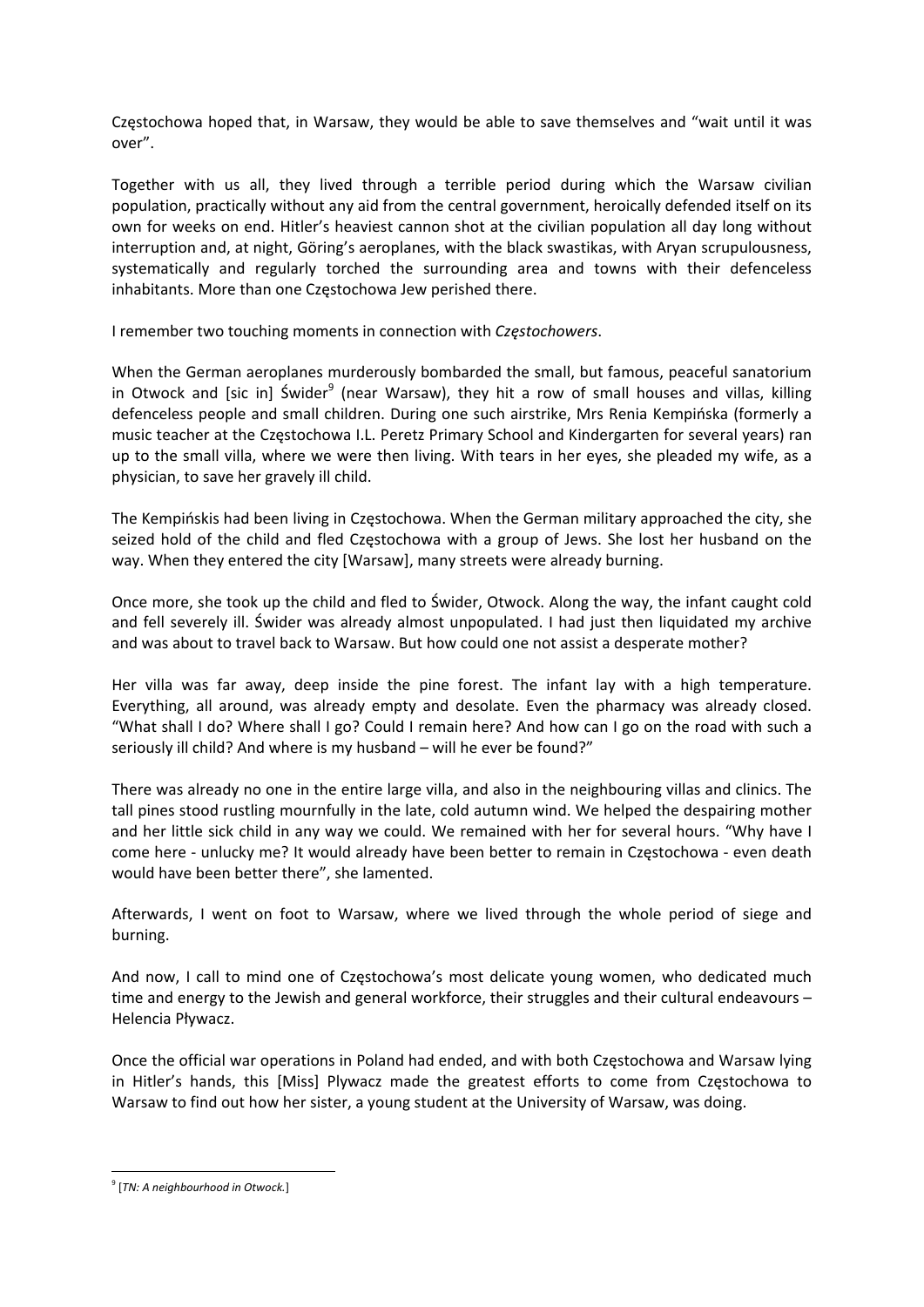Częstochowa hoped that, in Warsaw, they would be able to save themselves and "wait until it was over".

Together with us all, they lived through a terrible period during which the Warsaw civilian population, practically without any aid from the central government, heroically defended itself on its own for weeks on end. Hitler's heaviest cannon shot at the civilian population all day long without interruption and, at night, Göring's aeroplanes, with the black swastikas, with Aryan scrupulousness, systematically and regularly torched the surrounding area and towns with their defenceless inhabitants. More than one Częstochowa Jew perished there.

I remember two touching moments in connection with *Częstochowers*.

When the German aeroplanes murderously bombarded the small, but famous, peaceful sanatorium in Otwock and [sic in] Świder[9] (near Warsaw), they hit a row of small houses and villas, killing defenceless people and small children. During one such airstrike, Mrs Renia Kempińska (formerly a music teacher at the Częstochowa I.L. Peretz Primary School and Kindergarten for several years) ran up to the small villa, where we were then living. With tears in her eyes, she pleaded my wife, as a physician, to save her gravely ill child.

The Kempińskis had been living in Częstochowa. When the German military approached the city, she seized hold of the child and fled Częstochowa with a group of Jews. She lost her husband on the way. When they entered the city [Warsaw], many streets were already burning.

Once more, she took up the child and fled to Świder, Otwock. Along the way, the infant caught cold and fell severely ill. Świder was already almost unpopulated. I had just then liquidated my archive and was about to travel back to Warsaw. But how could one not assist a desperate mother?

Her villa was far away, deep inside the pine forest. The infant lay with a high temperature. Everything, all around, was already empty and desolate. Even the pharmacy was already closed. "What shall I do? Where shall I go? Could I remain here? And how can I go on the road with such a seriously ill child? And where is my husband – will he ever be found?"

There was already no one in the entire large villa, and also in the neighbouring villas and clinics. The tall pines stood rustling mournfully in the late, cold autumn wind. We helped the despairing mother and her little sick child in any way we could. We remained with her for several hours. "Why have I come here - unlucky me? It would already have been better to remain in Częstochowa - even death would have been better there", she lamented.

Afterwards, I went on foot to Warsaw, where we lived through the whole period of siege and burning.

And now, I call to mind one of Częstochowa's most delicate young women, who dedicated much time and energy to the Jewish and general workforce, their struggles and their cultural endeavours – Helencia Pływacz.

Once the official war operations in Poland had ended, and with both Częstochowa and Warsaw lying in Hitler's hands, this [Miss] Plywacz made the greatest efforts to come from Częstochowa to Warsaw to find out how her sister, a young student at the University of Warsaw, was doing.

---

[9] [*TN: A neighbourhood in Otwock.*]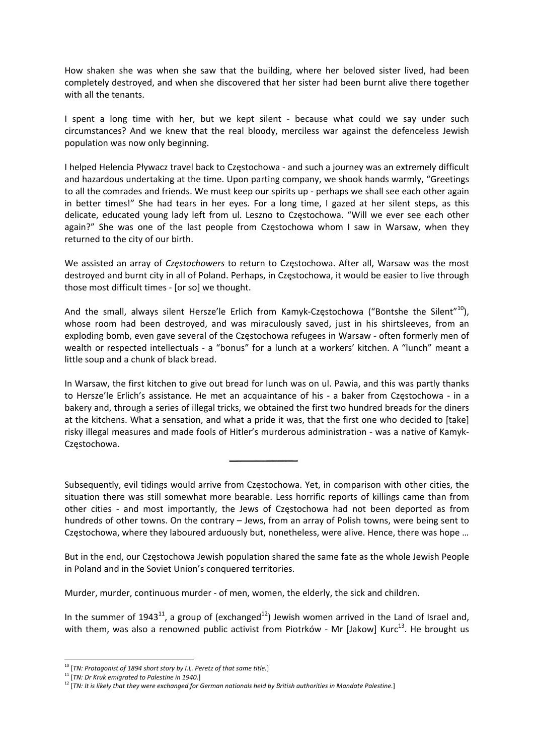How shaken she was when she saw that the building, where her beloved sister lived, had been completely destroyed, and when she discovered that her sister had been burnt alive there together with all the tenants.

I spent a long time with her, but we kept silent - because what could we say under such circumstances? And we knew that the real bloody, merciless war against the defenceless Jewish population was now only beginning.

I helped Helencia Pływacz travel back to Częstochowa - and such a journey was an extremely difficult and hazardous undertaking at the time. Upon parting company, we shook hands warmly, "Greetings to all the comrades and friends. We must keep our spirits up - perhaps we shall see each other again in better times!" She had tears in her eyes. For a long time, I gazed at her silent steps, as this delicate, educated young lady left from ul. Leszno to Częstochowa. "Will we ever see each other again?" She was one of the last people from Częstochowa whom I saw in Warsaw, when they returned to the city of our birth.

We assisted an array of *Częstochowers* to return to Częstochowa. After all, Warsaw was the most destroyed and burnt city in all of Poland. Perhaps, in Częstochowa, it would be easier to live through those most difficult times - [or so] we thought.

And the small, always silent Hersze'le Erlich from Kamyk-Częstochowa ("Bontshe the Silent"[10]), whose room had been destroyed, and was miraculously saved, just in his shirtsleeves, from an exploding bomb, even gave several of the Częstochowa refugees in Warsaw - often formerly men of wealth or respected intellectuals - a "bonus" for a lunch at a workers' kitchen. A "lunch" meant a little soup and a chunk of black bread.

In Warsaw, the first kitchen to give out bread for lunch was on ul. Pawia, and this was partly thanks to Hersze'le Erlich's assistance. He met an acquaintance of his - a baker from Częstochowa - in a bakery and, through a series of illegal tricks, we obtained the first two hundred breads for the diners at the kitchens. What a sensation, and what a pride it was, that the first one who decided to [take] risky illegal measures and made fools of Hitler's murderous administration - was a native of Kamyk-Częstochowa.

---

Subsequently, evil tidings would arrive from Częstochowa. Yet, in comparison with other cities, the situation there was still somewhat more bearable. Less horrific reports of killings came than from other cities - and most importantly, the Jews of Częstochowa had not been deported as from hundreds of other towns. On the contrary – Jews, from an array of Polish towns, were being sent to Częstochowa, where they laboured arduously but, nonetheless, were alive. Hence, there was hope …

But in the end, our Częstochowa Jewish population shared the same fate as the whole Jewish People in Poland and in the Soviet Union's conquered territories.

Murder, murder, continuous murder - of men, women, the elderly, the sick and children.

In the summer of 1943[11], a group of (exchanged[12]) Jewish women arrived in the Land of Israel and, with them, was also a renowned public activist from Piotrków - Mr [Jakow] Kurc[13]. He brought us

[10] [*TN: Protagonist of 1894 short story by I.L. Peretz of that same title.*]

[11] [*TN: Dr Kruk emigrated to Palestine in 1940.*]

[12] [*TN: It is likely that they were exchanged for German nationals held by British authorities in Mandate Palestine.*]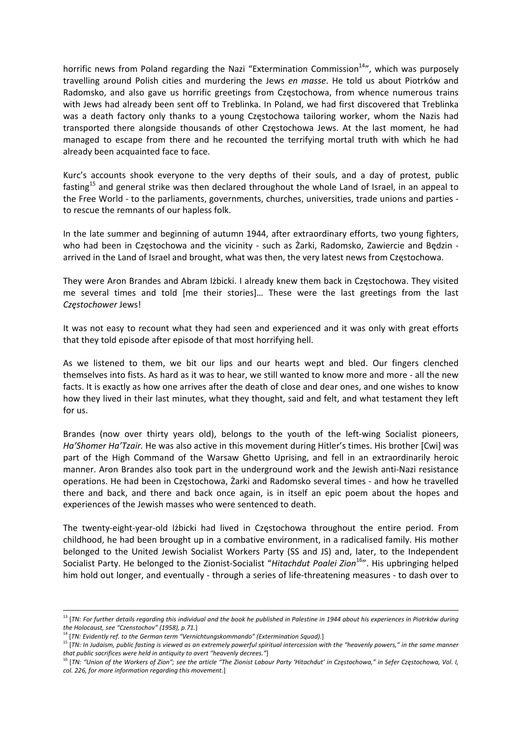horrific news from Poland regarding the Nazi "Extermination Commission[14]", which was purposely travelling around Polish cities and murdering the Jews *en masse*. He told us about Piotrków and Radomsko, and also gave us horrific greetings from Częstochowa, from whence numerous trains with Jews had already been sent off to Treblinka. In Poland, we had first discovered that Treblinka was a death factory only thanks to a young Częstochowa tailoring worker, whom the Nazis had transported there alongside thousands of other Częstochowa Jews. At the last moment, he had managed to escape from there and he recounted the terrifying mortal truth with which he had already been acquainted face to face.

Kurc's accounts shook everyone to the very depths of their souls, and a day of protest, public fasting[15] and general strike was then declared throughout the whole Land of Israel, in an appeal to the Free World - to the parliaments, governments, churches, universities, trade unions and parties - to rescue the remnants of our hapless folk.

In the late summer and beginning of autumn 1944, after extraordinary efforts, two young fighters, who had been in Częstochowa and the vicinity - such as Żarki, Radomsko, Zawiercie and Będzin - arrived in the Land of Israel and brought, what was then, the very latest news from Częstochowa.

They were Aron Brandes and Abram Iżbicki. I already knew them back in Częstochowa. They visited me several times and told [me their stories]… These were the last greetings from the last *Częstochower* Jews!

It was not easy to recount what they had seen and experienced and it was only with great efforts that they told episode after episode of that most horrifying hell.

As we listened to them, we bit our lips and our hearts wept and bled. Our fingers clenched themselves into fists. As hard as it was to hear, we still wanted to know more and more - all the new facts. It is exactly as how one arrives after the death of close and dear ones, and one wishes to know how they lived in their last minutes, what they thought, said and felt, and what testament they left for us.

Brandes (now over thirty years old), belongs to the youth of the left-wing Socialist pioneers, *Ha'Shomer Ha'Tzair.* He was also active in this movement during Hitler's times. His brother [Cwi] was part of the High Command of the Warsaw Ghetto Uprising, and fell in an extraordinarily heroic manner. Aron Brandes also took part in the underground work and the Jewish anti-Nazi resistance operations. He had been in Częstochowa, Żarki and Radomsko several times - and how he travelled there and back, and there and back once again, is in itself an epic poem about the hopes and experiences of the Jewish masses who were sentenced to death.

The twenty-eight-year-old Iżbicki had lived in Częstochowa throughout the entire period. From childhood, he had been brought up in a combative environment, in a radicalised family. His mother belonged to the United Jewish Socialist Workers Party (SS and JS) and, later, to the Independent Socialist Party. He belonged to the Zionist-Socialist "*Hitachdut Poalei Zion*[16]". His upbringing helped him hold out longer, and eventually - through a series of life-threatening measures - to dash over to

---

[13] [*TN: For further details regarding this individual and the book he published in Palestine in 1944 about his experiences in Piotrków during the Holocaust, see "Czenstochov" (1958), p.71.*]

[14] [*TN: Evidently ref. to the German term "Vernichtungskommando" (Extermination Squad).*]

[15] [*TN: In Judaism, public fasting is viewed as an extremely powerful spiritual intercession with the "heavenly powers," in the same manner that public sacrifices were held in antiquity to avert "heavenly decrees."*]

[16] [*TN: "Union of the Workers of Zion"; see the article "The Zionist Labour Party 'Hitachdut' in Częstochowa," in Sefer Częstochowa, Vol. I, col. 226, for more information regarding this movement.*]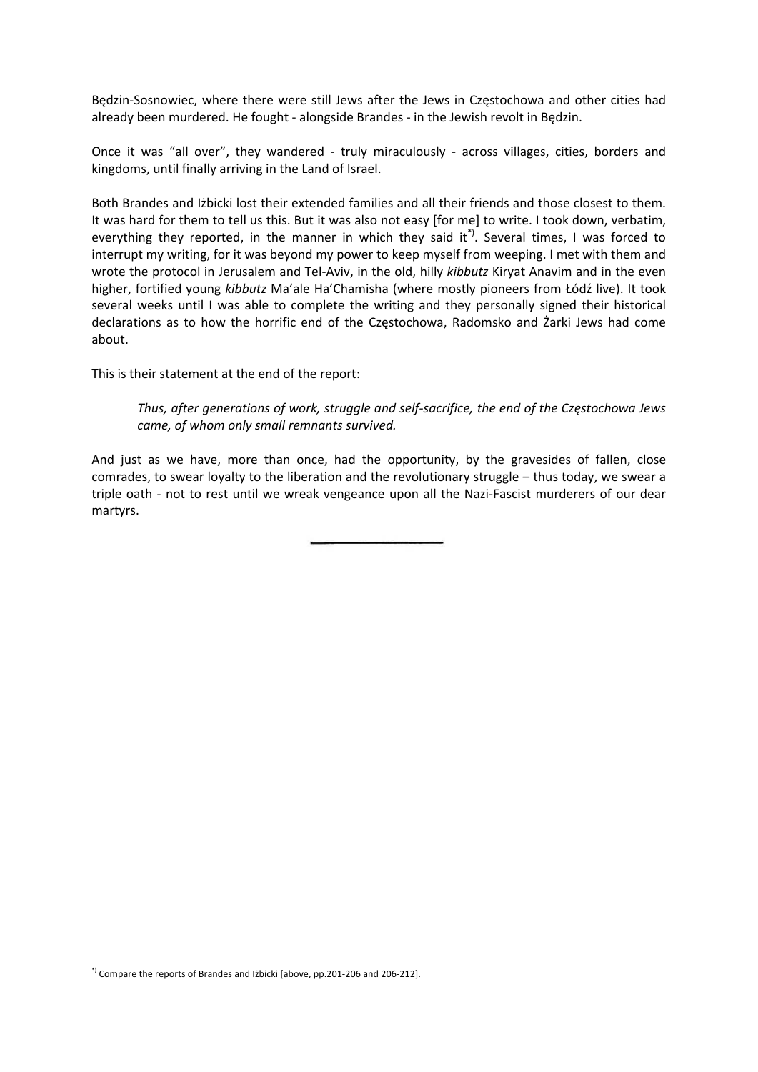Będzin-Sosnowiec, where there were still Jews after the Jews in Częstochowa and other cities had already been murdered. He fought - alongside Brandes - in the Jewish revolt in Będzin.

Once it was "all over", they wandered - truly miraculously - across villages, cities, borders and kingdoms, until finally arriving in the Land of Israel.

Both Brandes and Iżbicki lost their extended families and all their friends and those closest to them. It was hard for them to tell us this. But it was also not easy [for me] to write. I took down, verbatim, everything they reported, in the manner in which they said it[*)]. Several times, I was forced to interrupt my writing, for it was beyond my power to keep myself from weeping. I met with them and wrote the protocol in Jerusalem and Tel-Aviv, in the old, hilly *kibbutz* Kiryat Anavim and in the even higher, fortified young *kibbutz* Ma'ale Ha'Chamisha (where mostly pioneers from Łódź live). It took several weeks until I was able to complete the writing and they personally signed their historical declarations as to how the horrific end of the Częstochowa, Radomsko and Żarki Jews had come about.

This is their statement at the end of the report:

> *Thus, after generations of work, struggle and self-sacrifice, the end of the Częstochowa Jews came, of whom only small remnants survived.*

And just as we have, more than once, had the opportunity, by the gravesides of fallen, close comrades, to swear loyalty to the liberation and the revolutionary struggle – thus today, we swear a triple oath - not to rest until we wreak vengeance upon all the Nazi-Fascist murderers of our dear martyrs.

---

[*)] Compare the reports of Brandes and Iżbicki [above, pp.201-206 and 206-212].